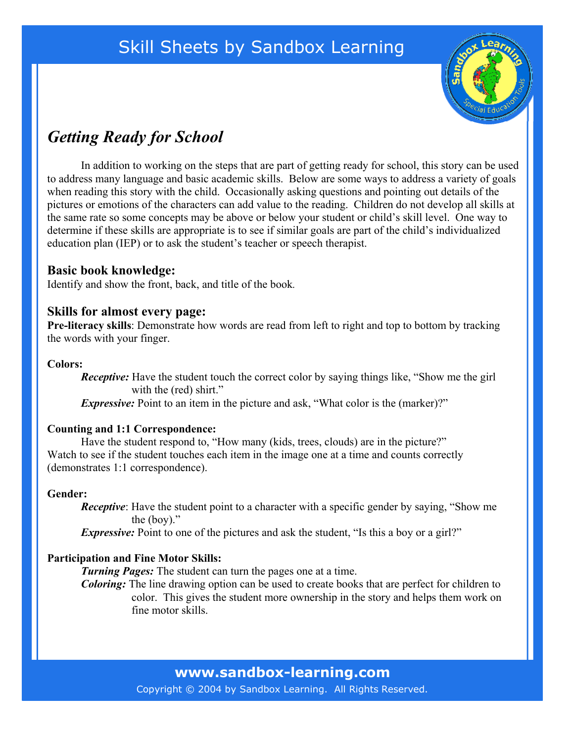# Skill Sheets by Sandbox Learning

## *Getting Ready for School*

In addition to working on the steps that are part of getting ready for school, this story can be used to address many language and basic academic skills. Below are some ways to address a variety of goals when reading this story with the child. Occasionally asking questions and pointing out details of the pictures or emotions of the characters can add value to the reading. Children do not develop all skills at the same rate so some concepts may be above or below your student or child's skill level. One way to determine if these skills are appropriate is to see if similar goals are part of the child's individualized education plan (IEP) or to ask the student's teacher or speech therapist.

### Basic book knowledge:

Identify and show the front, back, and title of the book.

### Skills for almost every page:

**Pre-literacy skills**: Demonstrate how words are read from left to right and top to bottom by tracking the words with your finger.

**Colors:**

***Receptive:*** Have the student touch the correct color by saying things like, "Show me the girl with the (red) shirt."

***Expressive:*** Point to an item in the picture and ask, "What color is the (marker)?"

**Counting and 1:1 Correspondence:**

Have the student respond to, "How many (kids, trees, clouds) are in the picture?" Watch to see if the student touches each item in the image one at a time and counts correctly (demonstrates 1:1 correspondence).

**Gender:**

***Receptive***: Have the student point to a character with a specific gender by saying, "Show me the (boy)."

***Expressive:*** Point to one of the pictures and ask the student, "Is this a boy or a girl?"

**Participation and Fine Motor Skills:**

***Turning Pages:*** The student can turn the pages one at a time.

***Coloring:*** The line drawing option can be used to create books that are perfect for children to color. This gives the student more ownership in the story and helps them work on fine motor skills.

**www.sandbox-learning.com**

Copyright © 2004 by Sandbox Learning. All Rights Reserved.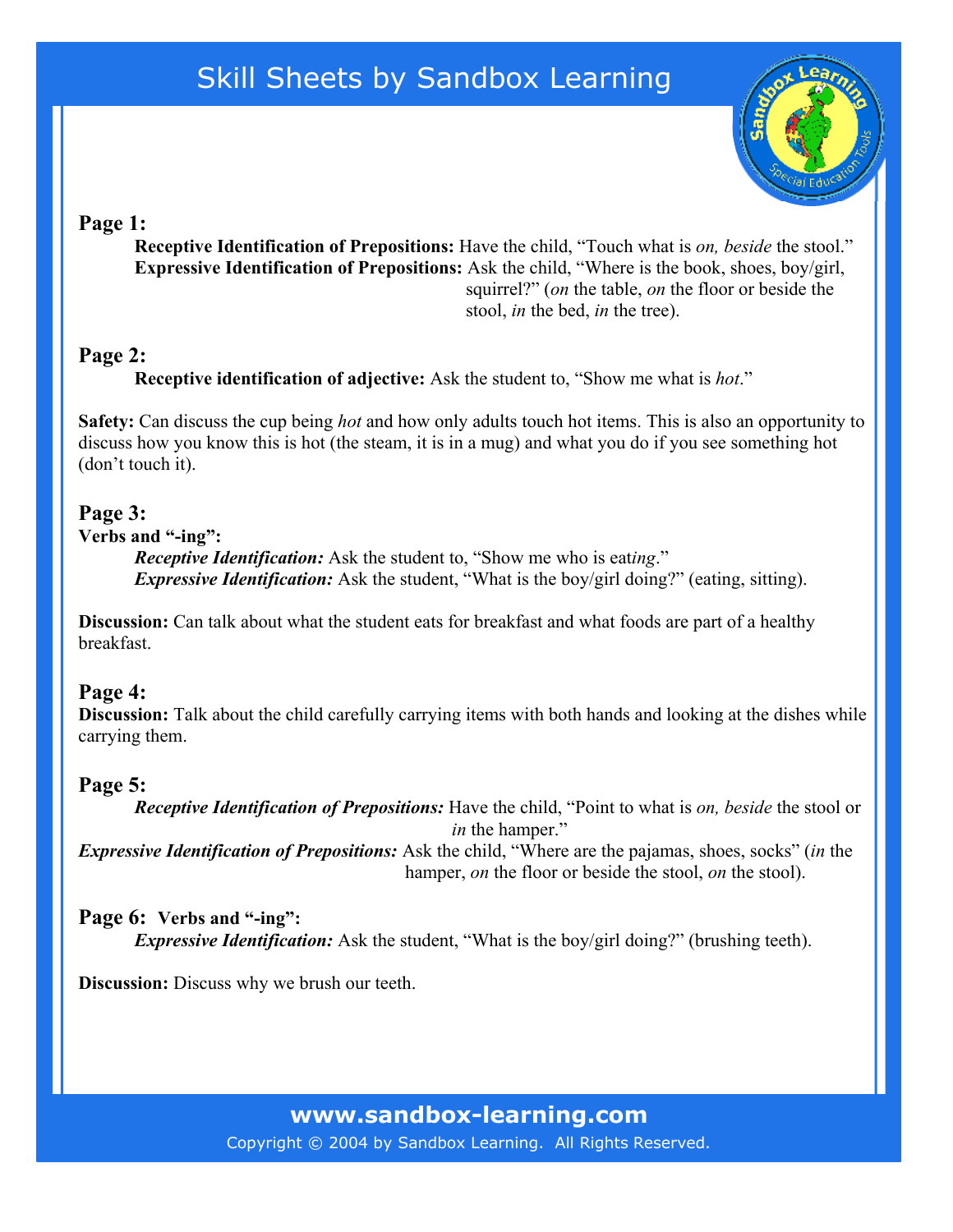# Skill Sheets by Sandbox Learning

**Page 1:**

**Receptive Identification of Prepositions:** Have the child, "Touch what is *on, beside* the stool."
**Expressive Identification of Prepositions:** Ask the child, "Where is the book, shoes, boy/girl, squirrel?" (*on* the table, *on* the floor or beside the stool, *in* the bed, *in* the tree).

**Page 2:**

**Receptive identification of adjective:** Ask the student to, "Show me what is *hot*."

**Safety:** Can discuss the cup being *hot* and how only adults touch hot items. This is also an opportunity to discuss how you know this is hot (the steam, it is in a mug) and what you do if you see something hot (don't touch it).

**Page 3:**

**Verbs and "-ing":**

***Receptive Identification:*** Ask the student to, "Show me who is eat*ing*."
***Expressive Identification:*** Ask the student, "What is the boy/girl doing?" (eating, sitting).

**Discussion:** Can talk about what the student eats for breakfast and what foods are part of a healthy breakfast.

**Page 4:**

**Discussion:** Talk about the child carefully carrying items with both hands and looking at the dishes while carrying them.

**Page 5:**

***Receptive Identification of Prepositions:*** Have the child, "Point to what is *on, beside* the stool or *in* the hamper."
***Expressive Identification of Prepositions:*** Ask the child, "Where are the pajamas, shoes, socks" (*in* the hamper, *on* the floor or beside the stool, *on* the stool).

**Page 6: Verbs and "-ing":**

***Expressive Identification:*** Ask the student, "What is the boy/girl doing?" (brushing teeth).

**Discussion:** Discuss why we brush our teeth.

**www.sandbox-learning.com**

Copyright © 2004 by Sandbox Learning. All Rights Reserved.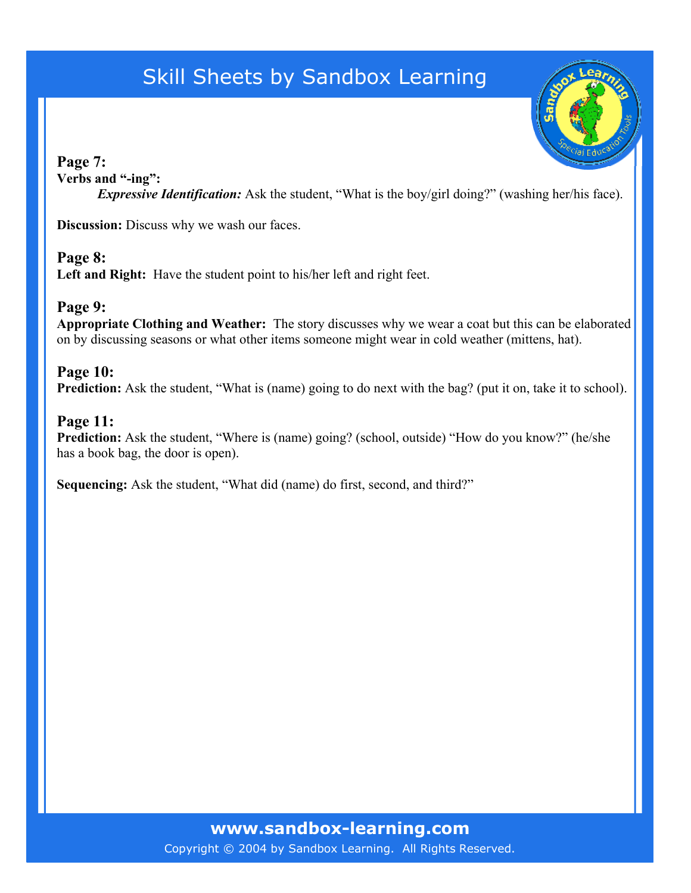**Page 7:**

**Verbs and "-ing":**

***Expressive Identification:*** Ask the student, "What is the boy/girl doing?" (washing her/his face).

**Discussion:** Discuss why we wash our faces.

**Page 8:**

**Left and Right:** Have the student point to his/her left and right feet.

**Page 9:**

**Appropriate Clothing and Weather:** The story discusses why we wear a coat but this can be elaborated on by discussing seasons or what other items someone might wear in cold weather (mittens, hat).

**Page 10:**

**Prediction:** Ask the student, "What is (name) going to do next with the bag? (put it on, take it to school).

**Page 11:**

**Prediction:** Ask the student, "Where is (name) going? (school, outside) "How do you know?" (he/she has a book bag, the door is open).

**Sequencing:** Ask the student, "What did (name) do first, second, and third?"